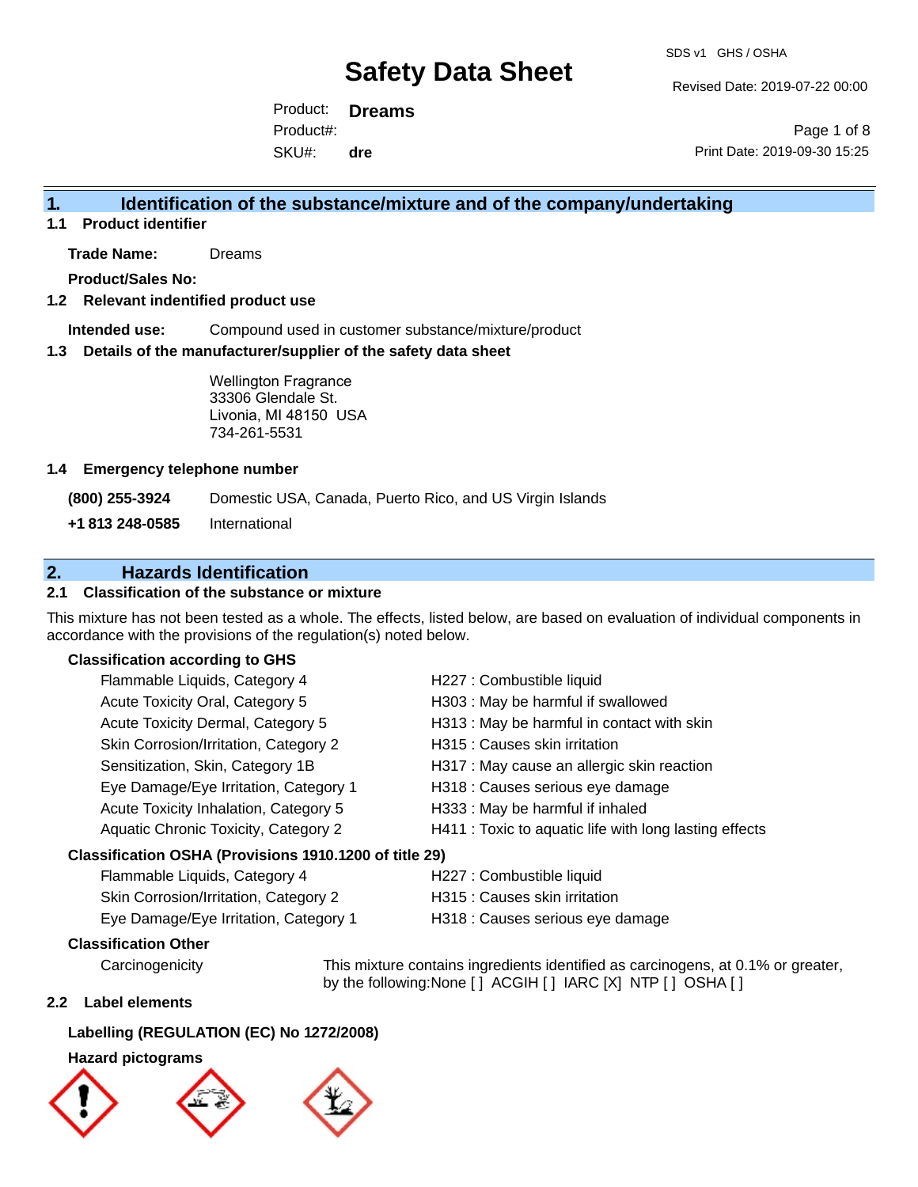# Safety Data Sheet

SDS v1 GHS / OSHA

Revised Date: 2019-07-22 00:00

Product: **Dreams**

Product#:

SKU#: **dre**

Print Date: 2019-09-30 15:25

## 1. Identification of the substance/mixture and of the company/undertaking

### 1.1 Product identifier

**Trade Name:** Dreams

**Product/Sales No:**

### 1.2 Relevant indentified product use

**Intended use:** Compound used in customer substance/mixture/product

### 1.3 Details of the manufacturer/supplier of the safety data sheet

Wellington Fragrance
33306 Glendale St.
Livonia, MI 48150 USA
734-261-5531

### 1.4 Emergency telephone number

**(800) 255-3924** Domestic USA, Canada, Puerto Rico, and US Virgin Islands

**+1 813 248-0585** International

## 2. Hazards Identification

### 2.1 Classification of the substance or mixture

This mixture has not been tested as a whole. The effects, listed below, are based on evaluation of individual components in accordance with the provisions of the regulation(s) noted below.

**Classification according to GHS**

| | |
|---|---|
| Flammable Liquids, Category 4 | H227 : Combustible liquid |
| Acute Toxicity Oral, Category 5 | H303 : May be harmful if swallowed |
| Acute Toxicity Dermal, Category 5 | H313 : May be harmful in contact with skin |
| Skin Corrosion/Irritation, Category 2 | H315 : Causes skin irritation |
| Sensitization, Skin, Category 1B | H317 : May cause an allergic skin reaction |
| Eye Damage/Eye Irritation, Category 1 | H318 : Causes serious eye damage |
| Acute Toxicity Inhalation, Category 5 | H333 : May be harmful if inhaled |
| Aquatic Chronic Toxicity, Category 2 | H411 : Toxic to aquatic life with long lasting effects |

**Classification OSHA (Provisions 1910.1200 of title 29)**

| | |
|---|---|
| Flammable Liquids, Category 4 | H227 : Combustible liquid |
| Skin Corrosion/Irritation, Category 2 | H315 : Causes skin irritation |
| Eye Damage/Eye Irritation, Category 1 | H318 : Causes serious eye damage |

**Classification Other**

Carcinogenicity — This mixture contains ingredients identified as carcinogens, at 0.1% or greater, by the following:None [ ] ACGIH [ ] IARC [X] NTP [ ] OSHA [ ]

### 2.2 Label elements

**Labelling (REGULATION (EC) No 1272/2008)**

**Hazard pictograms**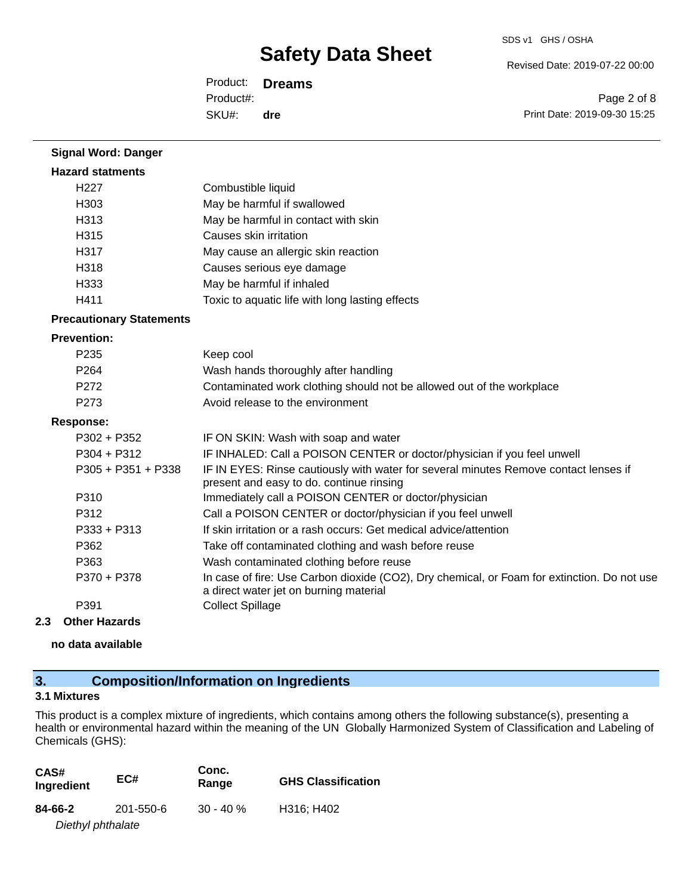**Signal Word: Danger**

**Hazard statments**

| | |
|---|---|
| H227 | Combustible liquid |
| H303 | May be harmful if swallowed |
| H313 | May be harmful in contact with skin |
| H315 | Causes skin irritation |
| H317 | May cause an allergic skin reaction |
| H318 | Causes serious eye damage |
| H333 | May be harmful if inhaled |
| H411 | Toxic to aquatic life with long lasting effects |

**Precautionary Statements**

**Prevention:**

| | |
|---|---|
| P235 | Keep cool |
| P264 | Wash hands thoroughly after handling |
| P272 | Contaminated work clothing should not be allowed out of the workplace |
| P273 | Avoid release to the environment |

**Response:**

| | |
|---|---|
| P302 + P352 | IF ON SKIN: Wash with soap and water |
| P304 + P312 | IF INHALED: Call a POISON CENTER or doctor/physician if you feel unwell |
| P305 + P351 + P338 | IF IN EYES: Rinse cautiously with water for several minutes Remove contact lenses if present and easy to do. continue rinsing |
| P310 | Immediately call a POISON CENTER or doctor/physician |
| P312 | Call a POISON CENTER or doctor/physician if you feel unwell |
| P333 + P313 | If skin irritation or a rash occurs: Get medical advice/attention |
| P362 | Take off contaminated clothing and wash before reuse |
| P363 | Wash contaminated clothing before reuse |
| P370 + P378 | In case of fire: Use Carbon dioxide (CO2), Dry chemical, or Foam for extinction. Do not use a direct water jet on burning material |
| P391 | Collect Spillage |

**2.3 Other Hazards**

**no data available**

## 3. Composition/Information on Ingredients

### 3.1 Mixtures

This product is a complex mixture of ingredients, which contains among others the following substance(s), presenting a health or environmental hazard within the meaning of the UN Globally Harmonized System of Classification and Labeling of Chemicals (GHS):

| CAS# Ingredient | EC# | Conc. Range | GHS Classification |
|---|---|---|---|
| **84-66-2** *Diethyl phthalate* | 201-550-6 | 30 - 40 % | H316; H402 |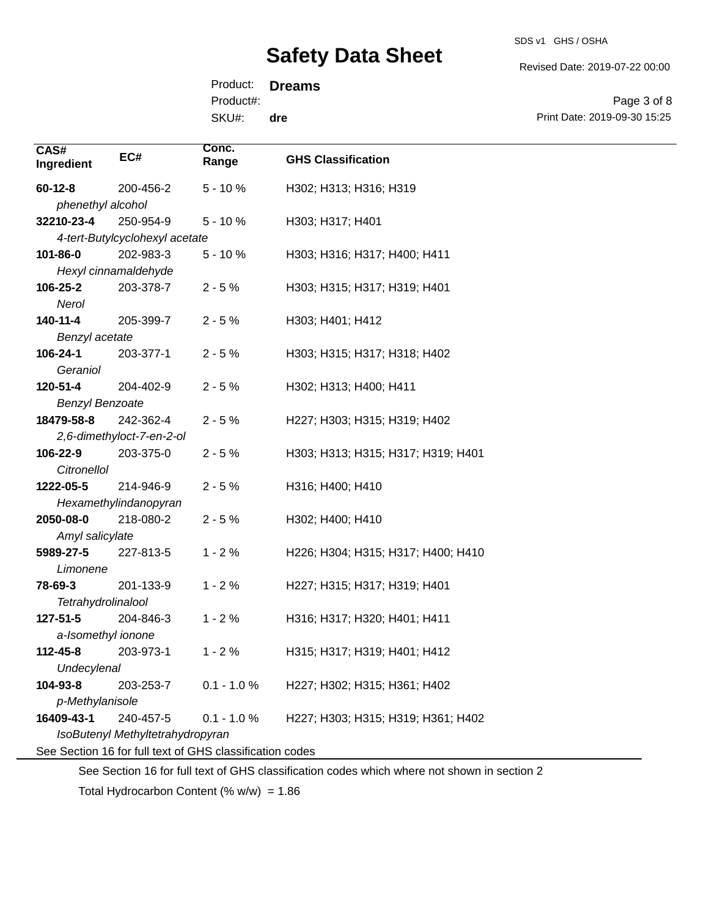| CAS# Ingredient | EC# | Conc. Range | GHS Classification |
|---|---|---|---|
| **60-12-8** *phenethyl alcohol* | 200-456-2 | 5 - 10 % | H302; H313; H316; H319 |
| **32210-23-4** *4-tert-Butylcyclohexyl acetate* | 250-954-9 | 5 - 10 % | H303; H317; H401 |
| **101-86-0** *Hexyl cinnamaldehyde* | 202-983-3 | 5 - 10 % | H303; H316; H317; H400; H411 |
| **106-25-2** *Nerol* | 203-378-7 | 2 - 5 % | H303; H315; H317; H319; H401 |
| **140-11-4** *Benzyl acetate* | 205-399-7 | 2 - 5 % | H303; H401; H412 |
| **106-24-1** *Geraniol* | 203-377-1 | 2 - 5 % | H303; H315; H317; H318; H402 |
| **120-51-4** *Benzyl Benzoate* | 204-402-9 | 2 - 5 % | H302; H313; H400; H411 |
| **18479-58-8** *2,6-dimethyloct-7-en-2-ol* | 242-362-4 | 2 - 5 % | H227; H303; H315; H319; H402 |
| **106-22-9** *Citronellol* | 203-375-0 | 2 - 5 % | H303; H313; H315; H317; H319; H401 |
| **1222-05-5** *Hexamethylindanopyran* | 214-946-9 | 2 - 5 % | H316; H400; H410 |
| **2050-08-0** *Amyl salicylate* | 218-080-2 | 2 - 5 % | H302; H400; H410 |
| **5989-27-5** *Limonene* | 227-813-5 | 1 - 2 % | H226; H304; H315; H317; H400; H410 |
| **78-69-3** *Tetrahydrolinalool* | 201-133-9 | 1 - 2 % | H227; H315; H317; H319; H401 |
| **127-51-5** *a-Isomethyl ionone* | 204-846-3 | 1 - 2 % | H316; H317; H320; H401; H411 |
| **112-45-8** *Undecylenal* | 203-973-1 | 1 - 2 % | H315; H317; H319; H401; H412 |
| **104-93-8** *p-Methylanisole* | 203-253-7 | 0.1 - 1.0 % | H227; H302; H315; H361; H402 |
| **16409-43-1** *IsoButenyl Methyltetrahydropyran* | 240-457-5 | 0.1 - 1.0 % | H227; H303; H315; H319; H361; H402 |

See Section 16 for full text of GHS classification codes

See Section 16 for full text of GHS classification codes which where not shown in section 2

Total Hydrocarbon Content (% w/w) = 1.86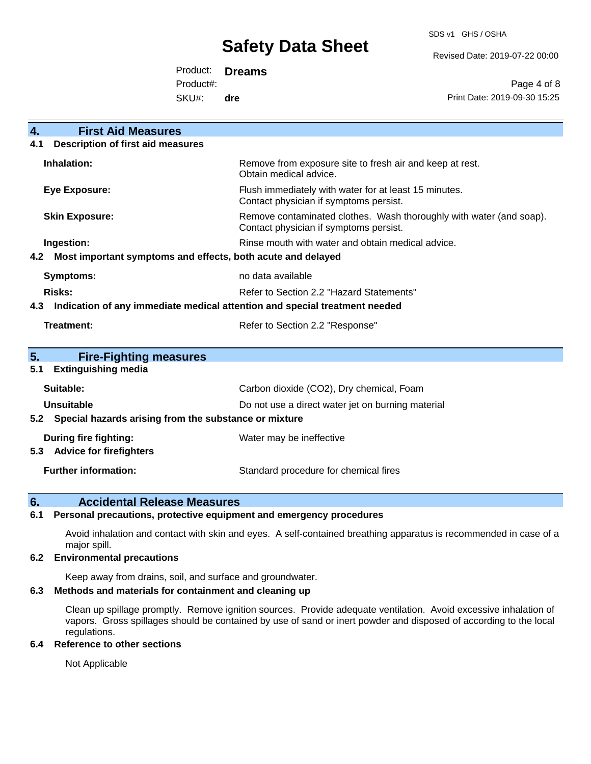## 4. First Aid Measures

### 4.1 Description of first aid measures

| | |
|---|---|
| **Inhalation:** | Remove from exposure site to fresh air and keep at rest. Obtain medical advice. |
| **Eye Exposure:** | Flush immediately with water for at least 15 minutes. Contact physician if symptoms persist. |
| **Skin Exposure:** | Remove contaminated clothes. Wash thoroughly with water (and soap). Contact physician if symptoms persist. |
| **Ingestion:** | Rinse mouth with water and obtain medical advice. |

### 4.2 Most important symptoms and effects, both acute and delayed

| | |
|---|---|
| **Symptoms:** | no data available |
| **Risks:** | Refer to Section 2.2 "Hazard Statements" |

### 4.3 Indication of any immediate medical attention and special treatment needed

| | |
|---|---|
| **Treatment:** | Refer to Section 2.2 "Response" |

## 5. Fire-Fighting measures

### 5.1 Extinguishing media

| | |
|---|---|
| **Suitable:** | Carbon dioxide ($CO_2$), Dry chemical, Foam |
| **Unsuitable** | Do not use a direct water jet on burning material |

### 5.2 Special hazards arising from the substance or mixture

| | |
|---|---|
| **During fire fighting:** | Water may be ineffective |

### 5.3 Advice for firefighters

| | |
|---|---|
| **Further information:** | Standard procedure for chemical fires |

## 6. Accidental Release Measures

### 6.1 Personal precautions, protective equipment and emergency procedures

Avoid inhalation and contact with skin and eyes. A self-contained breathing apparatus is recommended in case of a major spill.

### 6.2 Environmental precautions

Keep away from drains, soil, and surface and groundwater.

### 6.3 Methods and materials for containment and cleaning up

Clean up spillage promptly. Remove ignition sources. Provide adequate ventilation. Avoid excessive inhalation of vapors. Gross spillages should be contained by use of sand or inert powder and disposed of according to the local regulations.

### 6.4 Reference to other sections

Not Applicable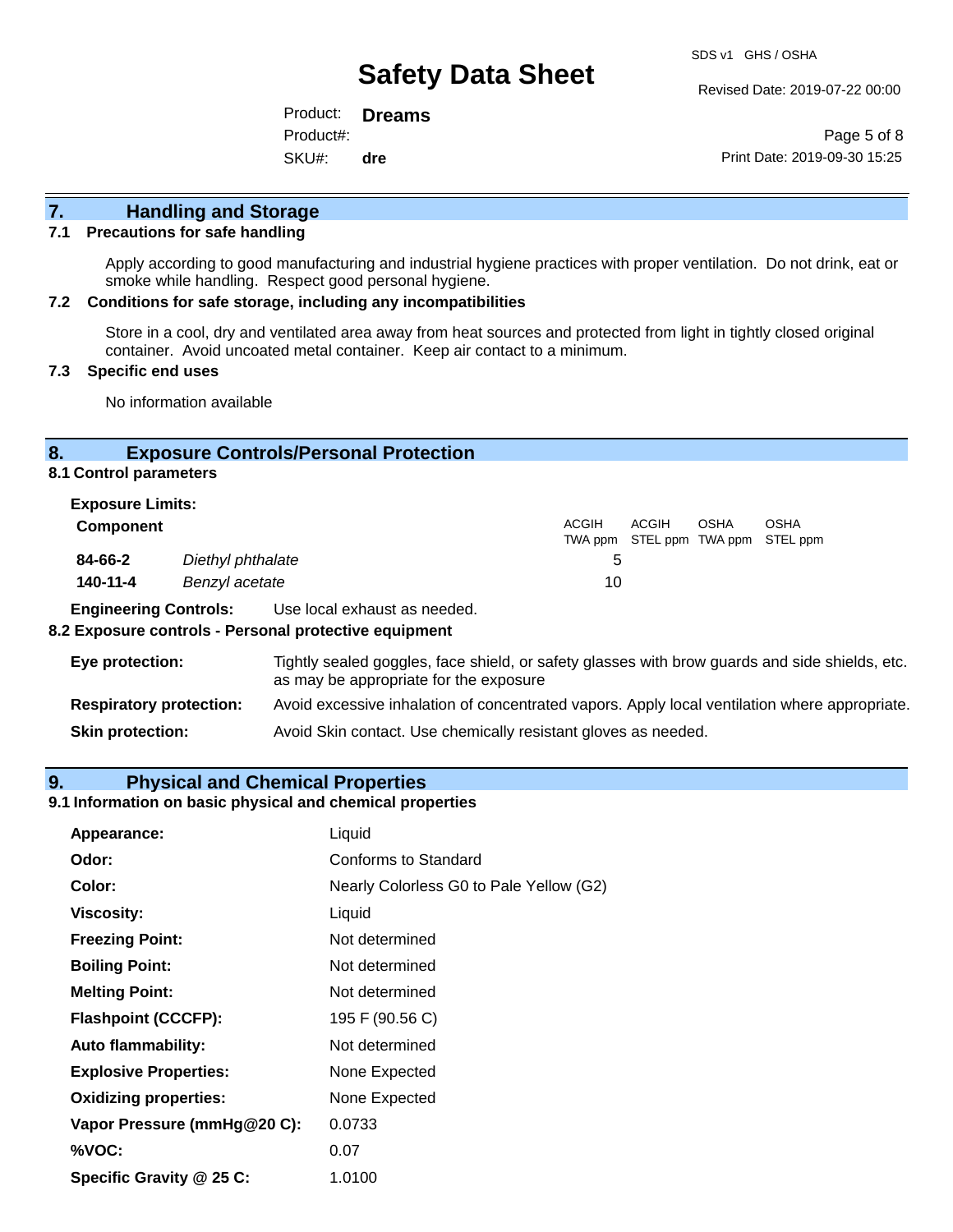## 7. Handling and Storage

### 7.1 Precautions for safe handling

Apply according to good manufacturing and industrial hygiene practices with proper ventilation. Do not drink, eat or smoke while handling. Respect good personal hygiene.

### 7.2 Conditions for safe storage, including any incompatibilities

Store in a cool, dry and ventilated area away from heat sources and protected from light in tightly closed original container. Avoid uncoated metal container. Keep air contact to a minimum.

### 7.3 Specific end uses

No information available

## 8. Exposure Controls/Personal Protection

### 8.1 Control parameters

**Exposure Limits:**

| Component | | ACGIH TWA ppm | ACGIH STEL ppm | OSHA TWA ppm | OSHA STEL ppm |
|---|---|---|---|---|---|
| **84-66-2** | *Diethyl phthalate* | 5 | | | |
| **140-11-4** | *Benzyl acetate* | 10 | | | |

**Engineering Controls:** Use local exhaust as needed.

### 8.2 Exposure controls - Personal protective equipment

**Eye protection:** Tightly sealed goggles, face shield, or safety glasses with brow guards and side shields, etc. as may be appropriate for the exposure

**Respiratory protection:** Avoid excessive inhalation of concentrated vapors. Apply local ventilation where appropriate.

**Skin protection:** Avoid Skin contact. Use chemically resistant gloves as needed.

## 9. Physical and Chemical Properties

### 9.1 Information on basic physical and chemical properties

| | |
|---|---|
| **Appearance:** | Liquid |
| **Odor:** | Conforms to Standard |
| **Color:** | Nearly Colorless G0 to Pale Yellow (G2) |
| **Viscosity:** | Liquid |
| **Freezing Point:** | Not determined |
| **Boiling Point:** | Not determined |
| **Melting Point:** | Not determined |
| **Flashpoint (CCCFP):** | 195 F (90.56 C) |
| **Auto flammability:** | Not determined |
| **Explosive Properties:** | None Expected |
| **Oxidizing properties:** | None Expected |
| **Vapor Pressure (mmHg@20 C):** | 0.0733 |
| **%VOC:** | 0.07 |
| **Specific Gravity @ 25 C:** | 1.0100 |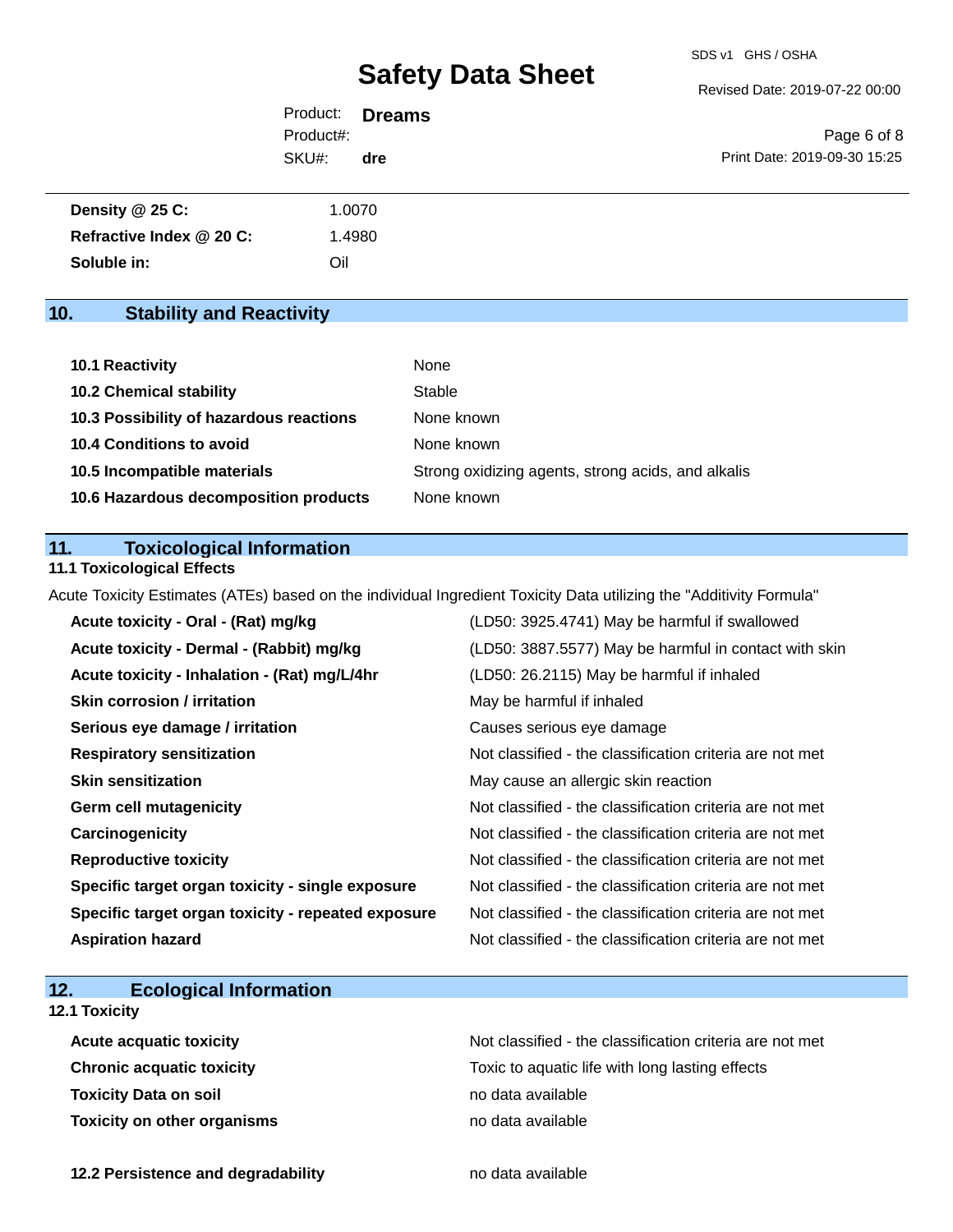| | |
|---|---|
| **Density @ 25 C:** | 1.0070 |
| **Refractive Index @ 20 C:** | 1.4980 |
| **Soluble in:** | Oil |

## 10. Stability and Reactivity

| | |
|---|---|
| **10.1 Reactivity** | None |
| **10.2 Chemical stability** | Stable |
| **10.3 Possibility of hazardous reactions** | None known |
| **10.4 Conditions to avoid** | None known |
| **10.5 Incompatible materials** | Strong oxidizing agents, strong acids, and alkalis |
| **10.6 Hazardous decomposition products** | None known |

## 11. Toxicological Information

### 11.1 Toxicological Effects

Acute Toxicity Estimates (ATEs) based on the individual Ingredient Toxicity Data utilizing the "Additivity Formula"

| | |
|---|---|
| **Acute toxicity - Oral - (Rat) mg/kg** | (LD50: 3925.4741) May be harmful if swallowed |
| **Acute toxicity - Dermal - (Rabbit) mg/kg** | (LD50: 3887.5577) May be harmful in contact with skin |
| **Acute toxicity - Inhalation - (Rat) mg/L/4hr** | (LD50: 26.2115) May be harmful if inhaled |
| **Skin corrosion / irritation** | May be harmful if inhaled |
| **Serious eye damage / irritation** | Causes serious eye damage |
| **Respiratory sensitization** | Not classified - the classification criteria are not met |
| **Skin sensitization** | May cause an allergic skin reaction |
| **Germ cell mutagenicity** | Not classified - the classification criteria are not met |
| **Carcinogenicity** | Not classified - the classification criteria are not met |
| **Reproductive toxicity** | Not classified - the classification criteria are not met |
| **Specific target organ toxicity - single exposure** | Not classified - the classification criteria are not met |
| **Specific target organ toxicity - repeated exposure** | Not classified - the classification criteria are not met |
| **Aspiration hazard** | Not classified - the classification criteria are not met |

## 12. Ecological Information

### 12.1 Toxicity

| | |
|---|---|
| **Acute acquatic toxicity** | Not classified - the classification criteria are not met |
| **Chronic acquatic toxicity** | Toxic to aquatic life with long lasting effects |
| **Toxicity Data on soil** | no data available |
| **Toxicity on other organisms** | no data available |

| | |
|---|---|
| **12.2 Persistence and degradability** | no data available |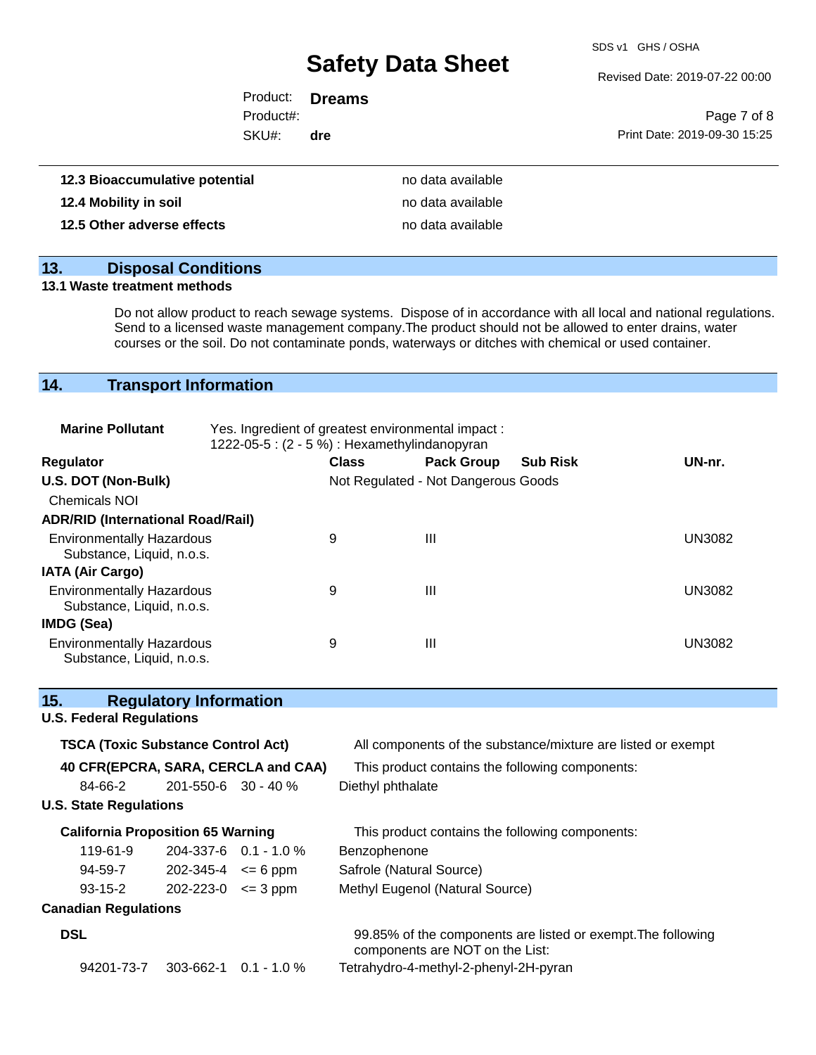| | |
|---|---|
| **12.3 Bioaccumulative potential** | no data available |
| **12.4 Mobility in soil** | no data available |
| **12.5 Other adverse effects** | no data available |

## 13. Disposal Conditions

### 13.1 Waste treatment methods

Do not allow product to reach sewage systems. Dispose of in accordance with all local and national regulations. Send to a licensed waste management company.The product should not be allowed to enter drains, water courses or the soil. Do not contaminate ponds, waterways or ditches with chemical or used container.

## 14. Transport Information

**Marine Pollutant** Yes. Ingredient of greatest environmental impact :
1222-05-5 : (2 - 5 %) : Hexamethylindanopyran

| Regulator | Class | Pack Group | Sub Risk | UN-nr. |
|---|---|---|---|---|
| **U.S. DOT (Non-Bulk)** | Not Regulated - Not Dangerous Goods | | | |
| Chemicals NOI | | | | |
| **ADR/RID (International Road/Rail)** | | | | |
| Environmentally Hazardous Substance, Liquid, n.o.s. | 9 | III | | UN3082 |
| **IATA (Air Cargo)** | | | | |
| Environmentally Hazardous Substance, Liquid, n.o.s. | 9 | III | | UN3082 |
| **IMDG (Sea)** | | | | |
| Environmentally Hazardous Substance, Liquid, n.o.s. | 9 | III | | UN3082 |

## 15. Regulatory Information

### U.S. Federal Regulations

**TSCA (Toxic Substance Control Act)** All components of the substance/mixture are listed or exempt

**40 CFR(EPCRA, SARA, CERCLA and CAA)** This product contains the following components:

| | | | |
|---|---|---|---|
| 84-66-2 | 201-550-6 | 30 - 40 % | Diethyl phthalate |

### U.S. State Regulations

**California Proposition 65 Warning** This product contains the following components:

| | | | |
|---|---|---|---|
| 119-61-9 | 204-337-6 | 0.1 - 1.0 % | Benzophenone |
| 94-59-7 | 202-345-4 | <= 6 ppm | Safrole (Natural Source) |
| 93-15-2 | 202-223-0 | <= 3 ppm | Methyl Eugenol (Natural Source) |

### Canadian Regulations

**DSL** 99.85% of the components are listed or exempt.The following components are NOT on the List:

| | | | |
|---|---|---|---|
| 94201-73-7 | 303-662-1 | 0.1 - 1.0 % | Tetrahydro-4-methyl-2-phenyl-2H-pyran |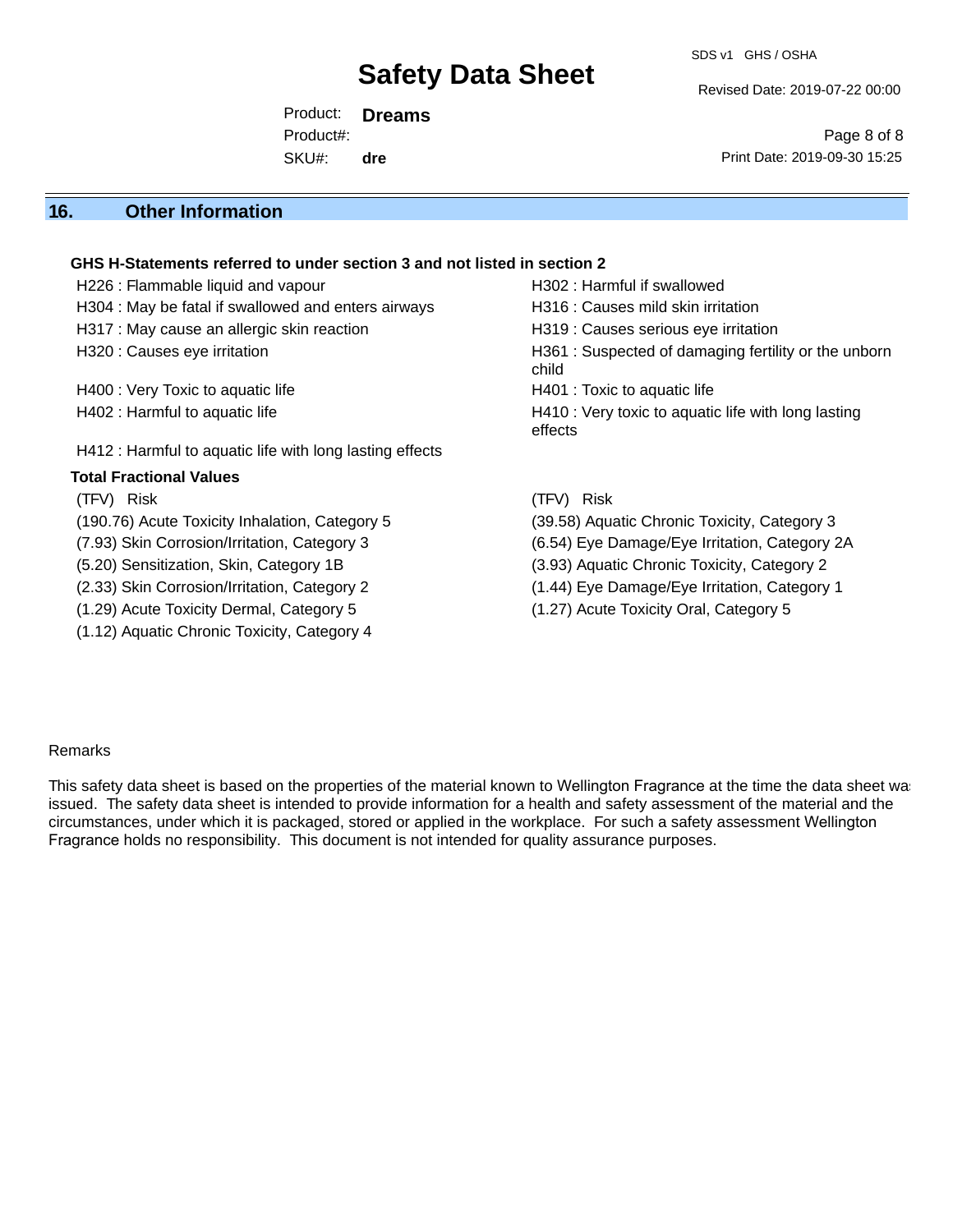## 16. Other Information

**GHS H-Statements referred to under section 3 and not listed in section 2**

H226 : Flammable liquid and vapour
H302 : Harmful if swallowed
H304 : May be fatal if swallowed and enters airways
H316 : Causes mild skin irritation
H317 : May cause an allergic skin reaction
H319 : Causes serious eye irritation
H320 : Causes eye irritation
H361 : Suspected of damaging fertility or the unborn child
H400 : Very Toxic to aquatic life
H401 : Toxic to aquatic life
H402 : Harmful to aquatic life
H410 : Very toxic to aquatic life with long lasting effects
H412 : Harmful to aquatic life with long lasting effects

**Total Fractional Values**

| (TFV) | Risk | (TFV) | Risk |
|---|---|---|---|
| (190.76) | Acute Toxicity Inhalation, Category 5 | (39.58) | Aquatic Chronic Toxicity, Category 3 |
| (7.93) | Skin Corrosion/Irritation, Category 3 | (6.54) | Eye Damage/Eye Irritation, Category 2A |
| (5.20) | Sensitization, Skin, Category 1B | (3.93) | Aquatic Chronic Toxicity, Category 2 |
| (2.33) | Skin Corrosion/Irritation, Category 2 | (1.44) | Eye Damage/Eye Irritation, Category 1 |
| (1.29) | Acute Toxicity Dermal, Category 5 | (1.27) | Acute Toxicity Oral, Category 5 |
| (1.12) | Aquatic Chronic Toxicity, Category 4 | | |

Remarks

This safety data sheet is based on the properties of the material known to Wellington Fragrance at the time the data sheet was issued. The safety data sheet is intended to provide information for a health and safety assessment of the material and the circumstances, under which it is packaged, stored or applied in the workplace. For such a safety assessment Wellington Fragrance holds no responsibility. This document is not intended for quality assurance purposes.